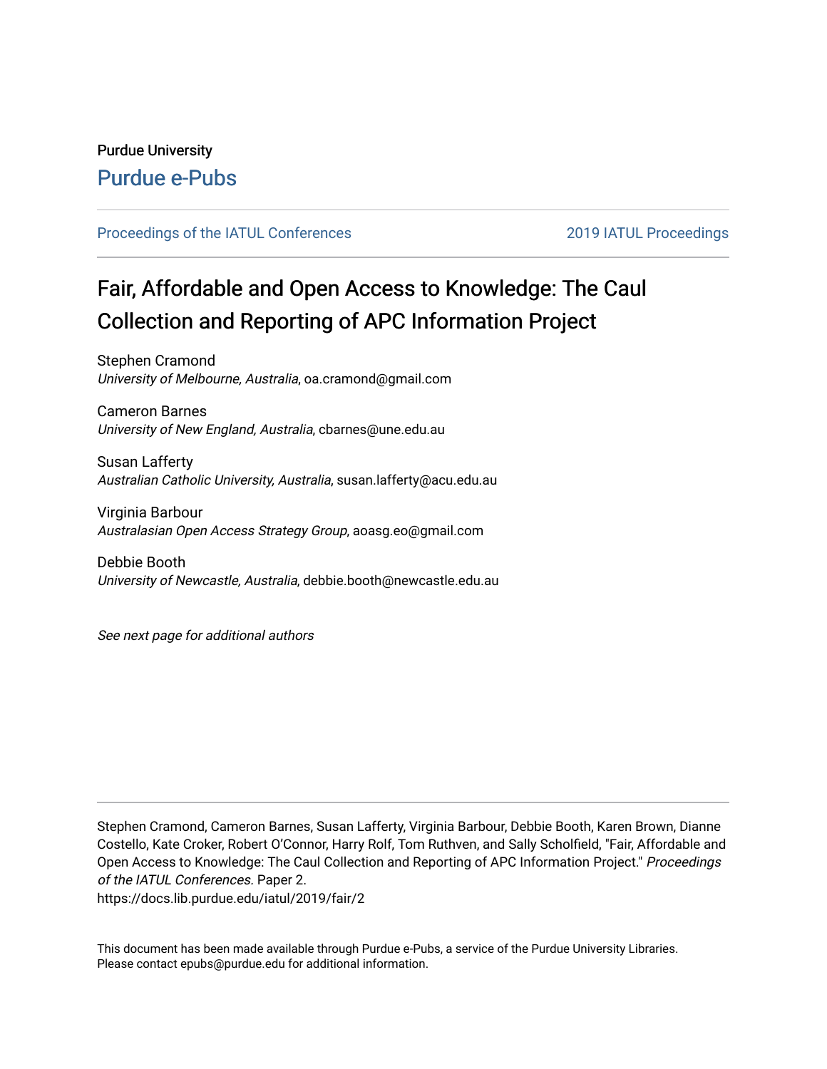Purdue University

Purdue e-Pubs

Proceedings of the IATUL Conferences | 2019 IATUL Proceedings

# Fair, Affordable and Open Access to Knowledge: The Caul Collection and Reporting of APC Information Project

Stephen Cramond
*University of Melbourne, Australia*, oa.cramond@gmail.com

Cameron Barnes
*University of New England, Australia*, cbarnes@une.edu.au

Susan Lafferty
*Australian Catholic University, Australia*, susan.lafferty@acu.edu.au

Virginia Barbour
*Australasian Open Access Strategy Group*, aoasg.eo@gmail.com

Debbie Booth
*University of Newcastle, Australia*, debbie.booth@newcastle.edu.au

*See next page for additional authors*

Stephen Cramond, Cameron Barnes, Susan Lafferty, Virginia Barbour, Debbie Booth, Karen Brown, Dianne Costello, Kate Croker, Robert O'Connor, Harry Rolf, Tom Ruthven, and Sally Scholfield, "Fair, Affordable and Open Access to Knowledge: The Caul Collection and Reporting of APC Information Project." *Proceedings of the IATUL Conferences.* Paper 2.
https://docs.lib.purdue.edu/iatul/2019/fair/2

This document has been made available through Purdue e-Pubs, a service of the Purdue University Libraries. Please contact epubs@purdue.edu for additional information.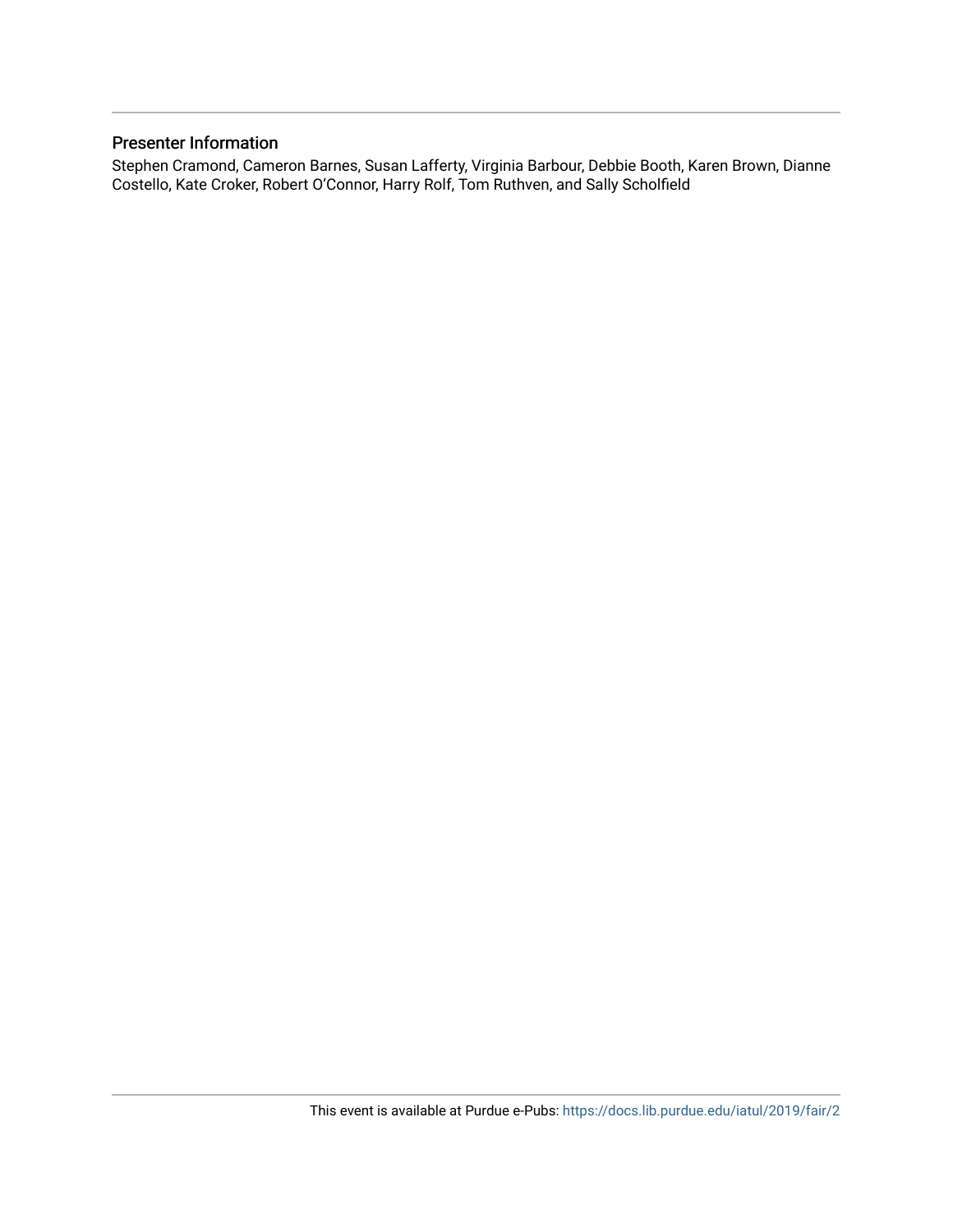## Presenter Information

Stephen Cramond, Cameron Barnes, Susan Lafferty, Virginia Barbour, Debbie Booth, Karen Brown, Dianne Costello, Kate Croker, Robert O'Connor, Harry Rolf, Tom Ruthven, and Sally Scholfield

This event is available at Purdue e-Pubs: https://docs.lib.purdue.edu/iatul/2019/fair/2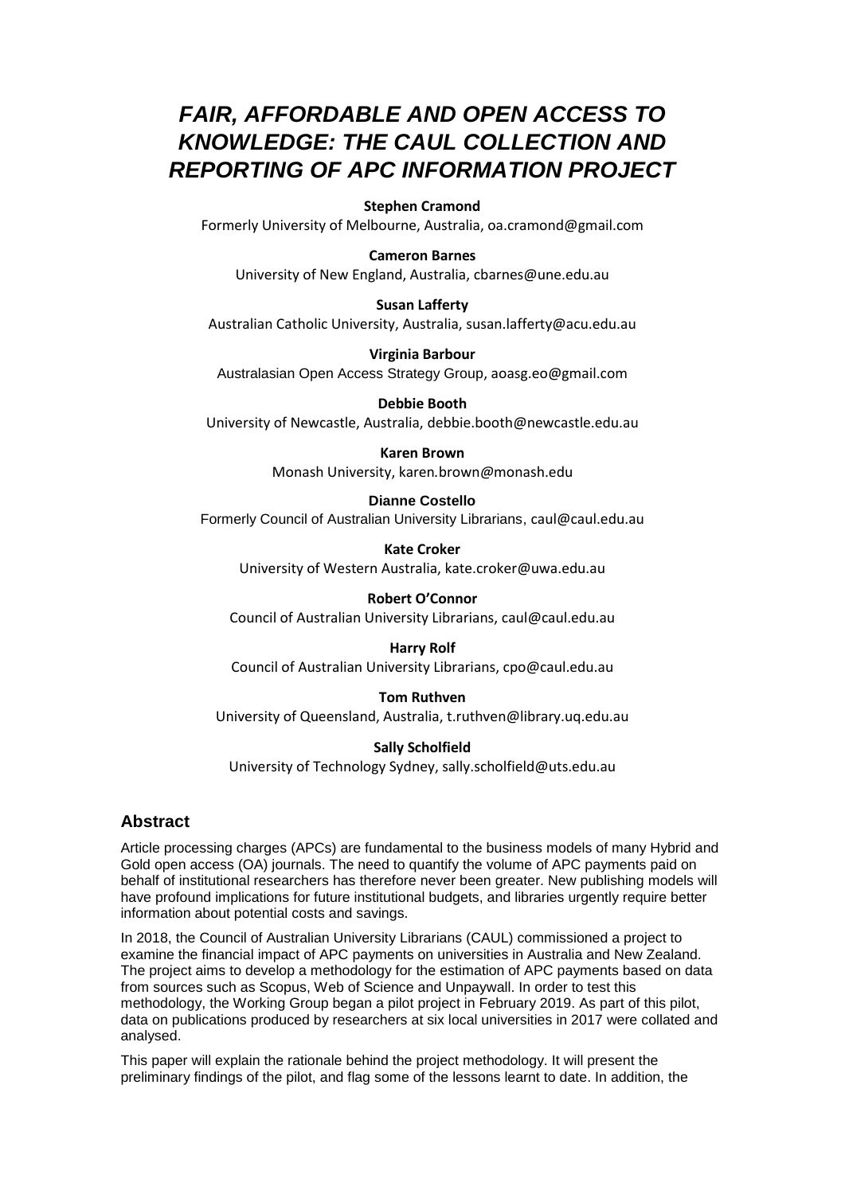# *FAIR, AFFORDABLE AND OPEN ACCESS TO KNOWLEDGE: THE CAUL COLLECTION AND REPORTING OF APC INFORMATION PROJECT*

**Stephen Cramond**
Formerly University of Melbourne, Australia, oa.cramond@gmail.com

**Cameron Barnes**
University of New England, Australia, cbarnes@une.edu.au

**Susan Lafferty**
Australian Catholic University, Australia, susan.lafferty@acu.edu.au

**Virginia Barbour**
Australasian Open Access Strategy Group, aoasg.eo@gmail.com

**Debbie Booth**
University of Newcastle, Australia, debbie.booth@newcastle.edu.au

**Karen Brown**
Monash University, karen.brown@monash.edu

**Dianne Costello**
Formerly Council of Australian University Librarians, caul@caul.edu.au

**Kate Croker**
University of Western Australia, kate.croker@uwa.edu.au

**Robert O'Connor**
Council of Australian University Librarians, caul@caul.edu.au

**Harry Rolf**
Council of Australian University Librarians, cpo@caul.edu.au

**Tom Ruthven**
University of Queensland, Australia, t.ruthven@library.uq.edu.au

**Sally Scholfield**
University of Technology Sydney, sally.scholfield@uts.edu.au

## Abstract

Article processing charges (APCs) are fundamental to the business models of many Hybrid and Gold open access (OA) journals. The need to quantify the volume of APC payments paid on behalf of institutional researchers has therefore never been greater. New publishing models will have profound implications for future institutional budgets, and libraries urgently require better information about potential costs and savings.

In 2018, the Council of Australian University Librarians (CAUL) commissioned a project to examine the financial impact of APC payments on universities in Australia and New Zealand. The project aims to develop a methodology for the estimation of APC payments based on data from sources such as Scopus, Web of Science and Unpaywall. In order to test this methodology, the Working Group began a pilot project in February 2019. As part of this pilot, data on publications produced by researchers at six local universities in 2017 were collated and analysed.

This paper will explain the rationale behind the project methodology. It will present the preliminary findings of the pilot, and flag some of the lessons learnt to date. In addition, the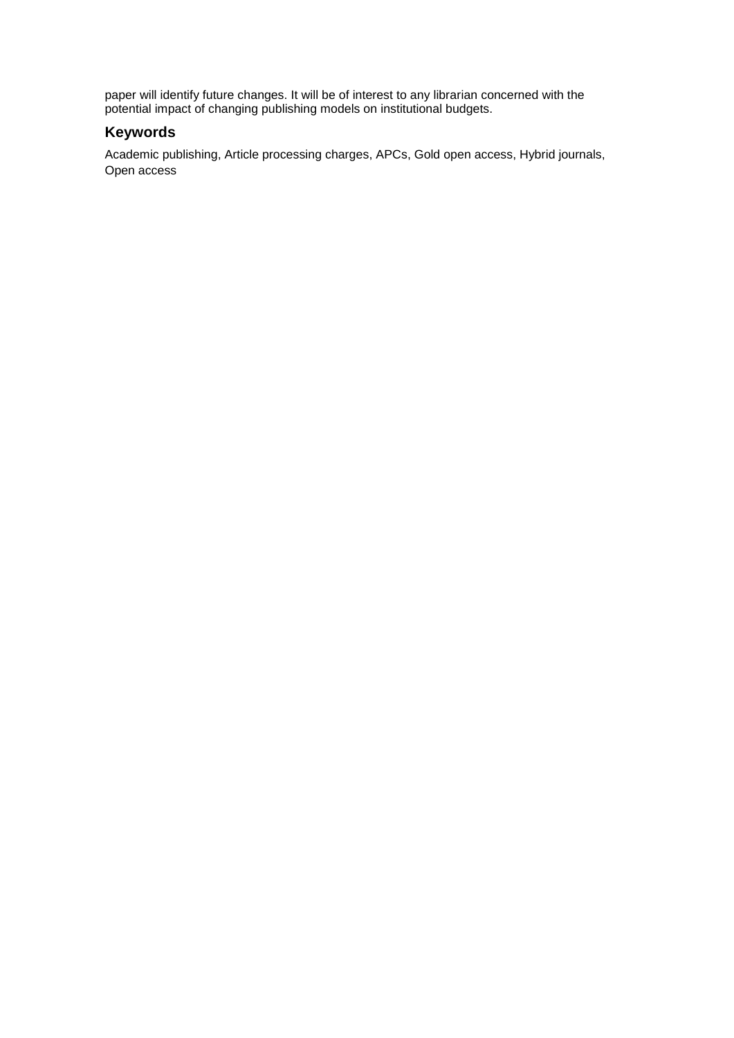paper will identify future changes. It will be of interest to any librarian concerned with the potential impact of changing publishing models on institutional budgets.

## Keywords

Academic publishing, Article processing charges, APCs, Gold open access, Hybrid journals, Open access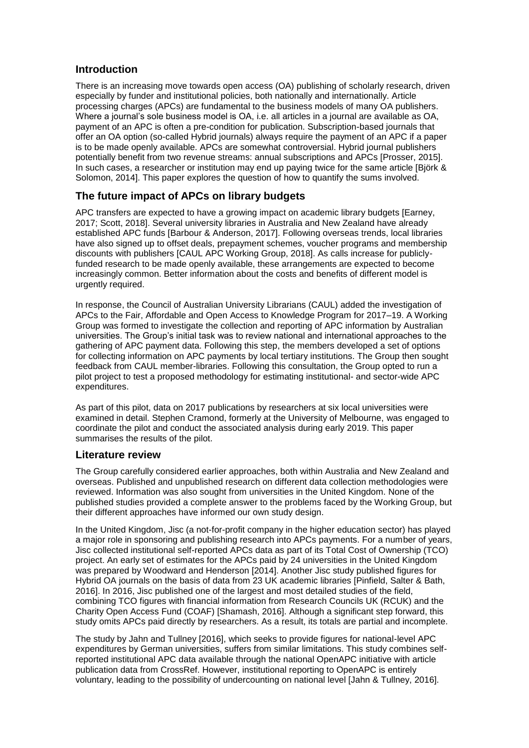## Introduction

There is an increasing move towards open access (OA) publishing of scholarly research, driven especially by funder and institutional policies, both nationally and internationally. Article processing charges (APCs) are fundamental to the business models of many OA publishers. Where a journal's sole business model is OA, i.e. all articles in a journal are available as OA, payment of an APC is often a pre-condition for publication. Subscription-based journals that offer an OA option (so-called Hybrid journals) always require the payment of an APC if a paper is to be made openly available. APCs are somewhat controversial. Hybrid journal publishers potentially benefit from two revenue streams: annual subscriptions and APCs [Prosser, 2015]. In such cases, a researcher or institution may end up paying twice for the same article [Björk & Solomon, 2014]. This paper explores the question of how to quantify the sums involved.

## The future impact of APCs on library budgets

APC transfers are expected to have a growing impact on academic library budgets [Earney, 2017; Scott, 2018]. Several university libraries in Australia and New Zealand have already established APC funds [Barbour & Anderson, 2017]. Following overseas trends, local libraries have also signed up to offset deals, prepayment schemes, voucher programs and membership discounts with publishers [CAUL APC Working Group, 2018]. As calls increase for publicly-funded research to be made openly available, these arrangements are expected to become increasingly common. Better information about the costs and benefits of different model is urgently required.

In response, the Council of Australian University Librarians (CAUL) added the investigation of APCs to the Fair, Affordable and Open Access to Knowledge Program for 2017–19. A Working Group was formed to investigate the collection and reporting of APC information by Australian universities. The Group's initial task was to review national and international approaches to the gathering of APC payment data. Following this step, the members developed a set of options for collecting information on APC payments by local tertiary institutions. The Group then sought feedback from CAUL member-libraries. Following this consultation, the Group opted to run a pilot project to test a proposed methodology for estimating institutional- and sector-wide APC expenditures.

As part of this pilot, data on 2017 publications by researchers at six local universities were examined in detail. Stephen Cramond, formerly at the University of Melbourne, was engaged to coordinate the pilot and conduct the associated analysis during early 2019. This paper summarises the results of the pilot.

## Literature review

The Group carefully considered earlier approaches, both within Australia and New Zealand and overseas. Published and unpublished research on different data collection methodologies were reviewed. Information was also sought from universities in the United Kingdom. None of the published studies provided a complete answer to the problems faced by the Working Group, but their different approaches have informed our own study design.

In the United Kingdom, Jisc (a not-for-profit company in the higher education sector) has played a major role in sponsoring and publishing research into APCs payments. For a number of years, Jisc collected institutional self-reported APCs data as part of its Total Cost of Ownership (TCO) project. An early set of estimates for the APCs paid by 24 universities in the United Kingdom was prepared by Woodward and Henderson [2014]. Another Jisc study published figures for Hybrid OA journals on the basis of data from 23 UK academic libraries [Pinfield, Salter & Bath, 2016]. In 2016, Jisc published one of the largest and most detailed studies of the field, combining TCO figures with financial information from Research Councils UK (RCUK) and the Charity Open Access Fund (COAF) [Shamash, 2016]. Although a significant step forward, this study omits APCs paid directly by researchers. As a result, its totals are partial and incomplete.

The study by Jahn and Tullney [2016], which seeks to provide figures for national-level APC expenditures by German universities, suffers from similar limitations. This study combines self-reported institutional APC data available through the national OpenAPC initiative with article publication data from CrossRef. However, institutional reporting to OpenAPC is entirely voluntary, leading to the possibility of undercounting on national level [Jahn & Tullney, 2016].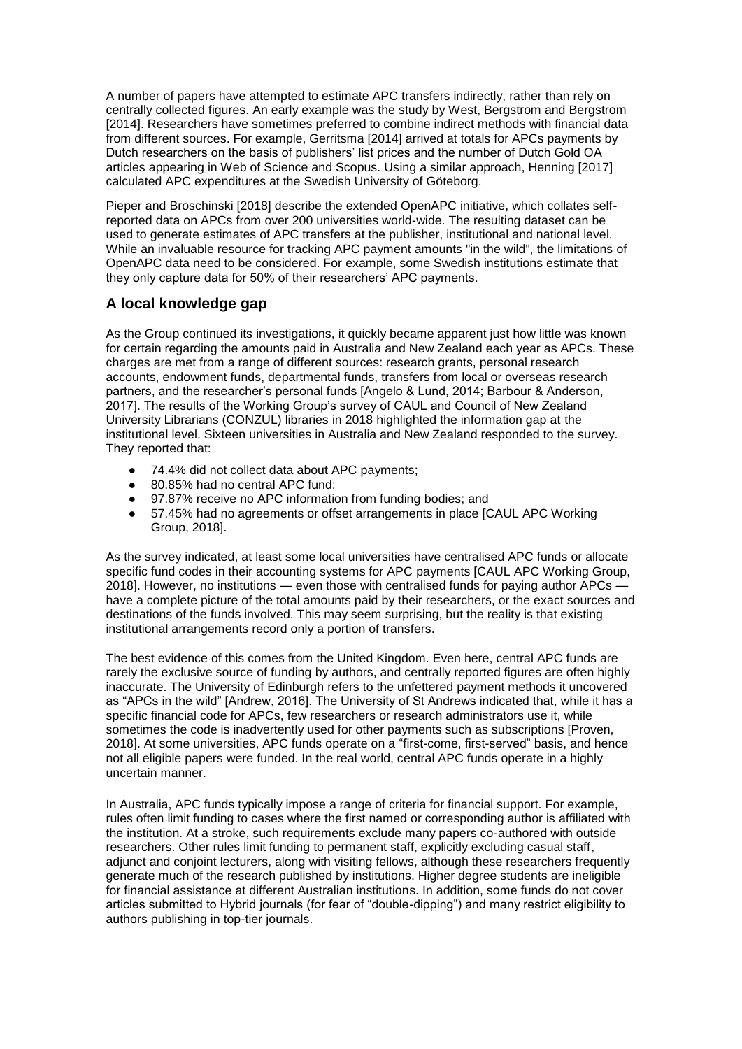A number of papers have attempted to estimate APC transfers indirectly, rather than rely on centrally collected figures. An early example was the study by West, Bergstrom and Bergstrom [2014]. Researchers have sometimes preferred to combine indirect methods with financial data from different sources. For example, Gerritsma [2014] arrived at totals for APCs payments by Dutch researchers on the basis of publishers' list prices and the number of Dutch Gold OA articles appearing in Web of Science and Scopus. Using a similar approach, Henning [2017] calculated APC expenditures at the Swedish University of Göteborg.

Pieper and Broschinski [2018] describe the extended OpenAPC initiative, which collates self-reported data on APCs from over 200 universities world-wide. The resulting dataset can be used to generate estimates of APC transfers at the publisher, institutional and national level. While an invaluable resource for tracking APC payment amounts "in the wild", the limitations of OpenAPC data need to be considered. For example, some Swedish institutions estimate that they only capture data for 50% of their researchers' APC payments.

## A local knowledge gap

As the Group continued its investigations, it quickly became apparent just how little was known for certain regarding the amounts paid in Australia and New Zealand each year as APCs. These charges are met from a range of different sources: research grants, personal research accounts, endowment funds, departmental funds, transfers from local or overseas research partners, and the researcher's personal funds [Angelo & Lund, 2014; Barbour & Anderson, 2017]. The results of the Working Group's survey of CAUL and Council of New Zealand University Librarians (CONZUL) libraries in 2018 highlighted the information gap at the institutional level. Sixteen universities in Australia and New Zealand responded to the survey. They reported that:

- 74.4% did not collect data about APC payments;
- 80.85% had no central APC fund;
- 97.87% receive no APC information from funding bodies; and
- 57.45% had no agreements or offset arrangements in place [CAUL APC Working Group, 2018].

As the survey indicated, at least some local universities have centralised APC funds or allocate specific fund codes in their accounting systems for APC payments [CAUL APC Working Group, 2018]. However, no institutions — even those with centralised funds for paying author APCs — have a complete picture of the total amounts paid by their researchers, or the exact sources and destinations of the funds involved. This may seem surprising, but the reality is that existing institutional arrangements record only a portion of transfers.

The best evidence of this comes from the United Kingdom. Even here, central APC funds are rarely the exclusive source of funding by authors, and centrally reported figures are often highly inaccurate. The University of Edinburgh refers to the unfettered payment methods it uncovered as "APCs in the wild" [Andrew, 2016]. The University of St Andrews indicated that, while it has a specific financial code for APCs, few researchers or research administrators use it, while sometimes the code is inadvertently used for other payments such as subscriptions [Proven, 2018]. At some universities, APC funds operate on a "first-come, first-served" basis, and hence not all eligible papers were funded. In the real world, central APC funds operate in a highly uncertain manner.

In Australia, APC funds typically impose a range of criteria for financial support. For example, rules often limit funding to cases where the first named or corresponding author is affiliated with the institution. At a stroke, such requirements exclude many papers co-authored with outside researchers. Other rules limit funding to permanent staff, explicitly excluding casual staff, adjunct and conjoint lecturers, along with visiting fellows, although these researchers frequently generate much of the research published by institutions. Higher degree students are ineligible for financial assistance at different Australian institutions. In addition, some funds do not cover articles submitted to Hybrid journals (for fear of "double-dipping") and many restrict eligibility to authors publishing in top-tier journals.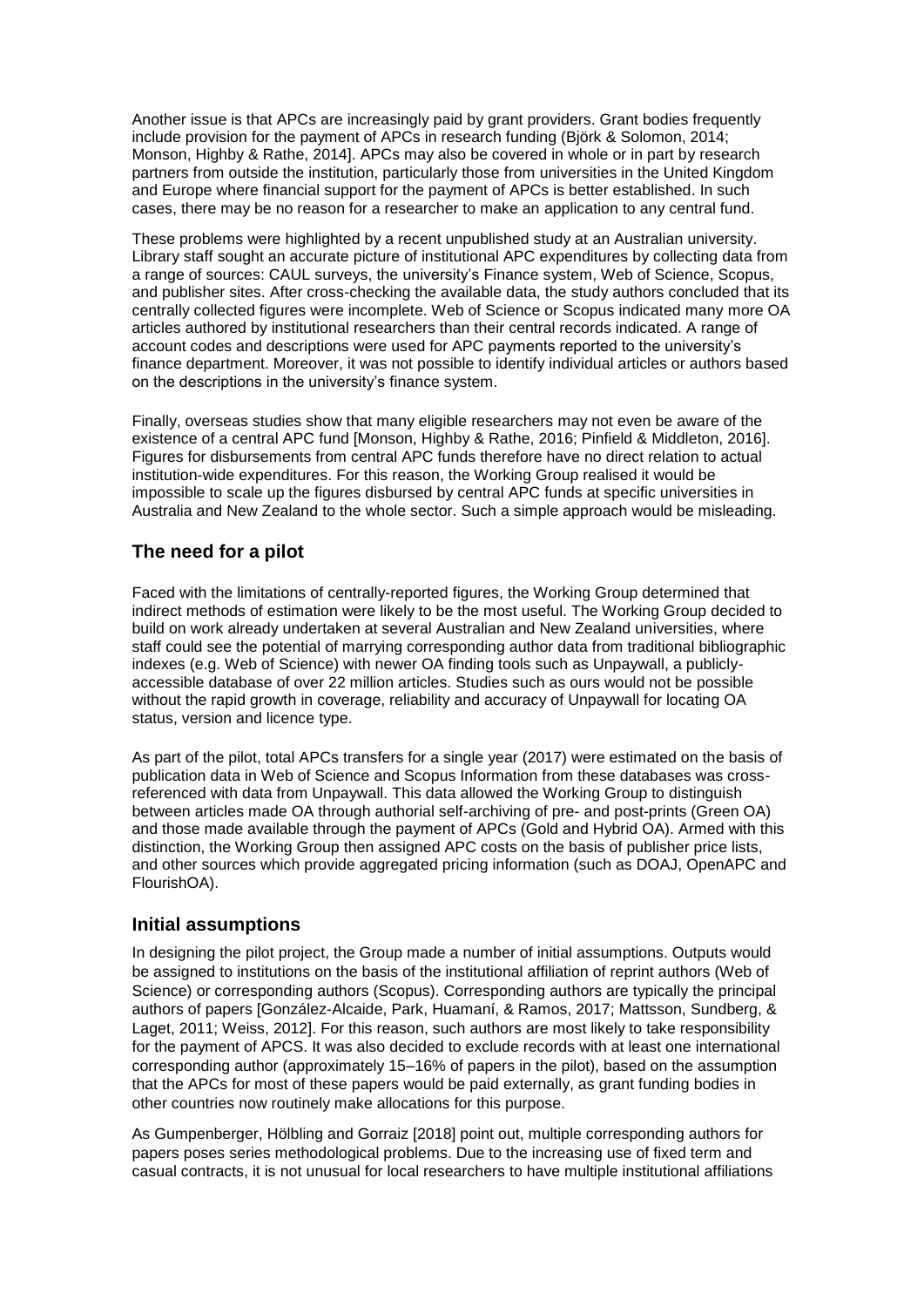Another issue is that APCs are increasingly paid by grant providers. Grant bodies frequently include provision for the payment of APCs in research funding (Björk & Solomon, 2014; Monson, Highby & Rathe, 2014]. APCs may also be covered in whole or in part by research partners from outside the institution, particularly those from universities in the United Kingdom and Europe where financial support for the payment of APCs is better established. In such cases, there may be no reason for a researcher to make an application to any central fund.

These problems were highlighted by a recent unpublished study at an Australian university. Library staff sought an accurate picture of institutional APC expenditures by collecting data from a range of sources: CAUL surveys, the university's Finance system, Web of Science, Scopus, and publisher sites. After cross-checking the available data, the study authors concluded that its centrally collected figures were incomplete. Web of Science or Scopus indicated many more OA articles authored by institutional researchers than their central records indicated. A range of account codes and descriptions were used for APC payments reported to the university's finance department. Moreover, it was not possible to identify individual articles or authors based on the descriptions in the university's finance system.

Finally, overseas studies show that many eligible researchers may not even be aware of the existence of a central APC fund [Monson, Highby & Rathe, 2016; Pinfield & Middleton, 2016]. Figures for disbursements from central APC funds therefore have no direct relation to actual institution-wide expenditures. For this reason, the Working Group realised it would be impossible to scale up the figures disbursed by central APC funds at specific universities in Australia and New Zealand to the whole sector. Such a simple approach would be misleading.

## The need for a pilot

Faced with the limitations of centrally-reported figures, the Working Group determined that indirect methods of estimation were likely to be the most useful. The Working Group decided to build on work already undertaken at several Australian and New Zealand universities, where staff could see the potential of marrying corresponding author data from traditional bibliographic indexes (e.g. Web of Science) with newer OA finding tools such as Unpaywall, a publicly-accessible database of over 22 million articles. Studies such as ours would not be possible without the rapid growth in coverage, reliability and accuracy of Unpaywall for locating OA status, version and licence type.

As part of the pilot, total APCs transfers for a single year (2017) were estimated on the basis of publication data in Web of Science and Scopus Information from these databases was cross-referenced with data from Unpaywall. This data allowed the Working Group to distinguish between articles made OA through authorial self-archiving of pre- and post-prints (Green OA) and those made available through the payment of APCs (Gold and Hybrid OA). Armed with this distinction, the Working Group then assigned APC costs on the basis of publisher price lists, and other sources which provide aggregated pricing information (such as DOAJ, OpenAPC and FlourishOA).

## Initial assumptions

In designing the pilot project, the Group made a number of initial assumptions. Outputs would be assigned to institutions on the basis of the institutional affiliation of reprint authors (Web of Science) or corresponding authors (Scopus). Corresponding authors are typically the principal authors of papers [González-Alcaide, Park, Huamaní, & Ramos, 2017; Mattsson, Sundberg, & Laget, 2011; Weiss, 2012]. For this reason, such authors are most likely to take responsibility for the payment of APCS. It was also decided to exclude records with at least one international corresponding author (approximately 15–16% of papers in the pilot), based on the assumption that the APCs for most of these papers would be paid externally, as grant funding bodies in other countries now routinely make allocations for this purpose.

As Gumpenberger, Hölbling and Gorraiz [2018] point out, multiple corresponding authors for papers poses series methodological problems. Due to the increasing use of fixed term and casual contracts, it is not unusual for local researchers to have multiple institutional affiliations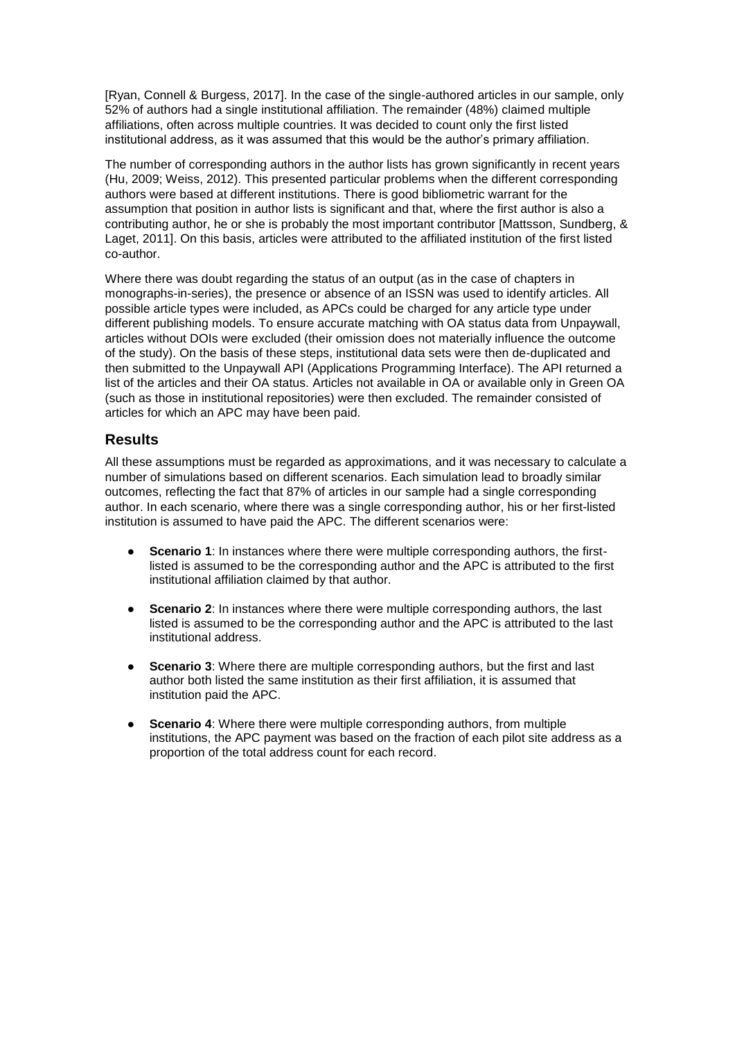[Ryan, Connell & Burgess, 2017]. In the case of the single-authored articles in our sample, only 52% of authors had a single institutional affiliation. The remainder (48%) claimed multiple affiliations, often across multiple countries. It was decided to count only the first listed institutional address, as it was assumed that this would be the author's primary affiliation.

The number of corresponding authors in the author lists has grown significantly in recent years (Hu, 2009; Weiss, 2012). This presented particular problems when the different corresponding authors were based at different institutions. There is good bibliometric warrant for the assumption that position in author lists is significant and that, where the first author is also a contributing author, he or she is probably the most important contributor [Mattsson, Sundberg, & Laget, 2011]. On this basis, articles were attributed to the affiliated institution of the first listed co-author.

Where there was doubt regarding the status of an output (as in the case of chapters in monographs-in-series), the presence or absence of an ISSN was used to identify articles. All possible article types were included, as APCs could be charged for any article type under different publishing models. To ensure accurate matching with OA status data from Unpaywall, articles without DOIs were excluded (their omission does not materially influence the outcome of the study). On the basis of these steps, institutional data sets were then de-duplicated and then submitted to the Unpaywall API (Applications Programming Interface). The API returned a list of the articles and their OA status. Articles not available in OA or available only in Green OA (such as those in institutional repositories) were then excluded. The remainder consisted of articles for which an APC may have been paid.

## Results

All these assumptions must be regarded as approximations, and it was necessary to calculate a number of simulations based on different scenarios. Each simulation lead to broadly similar outcomes, reflecting the fact that 87% of articles in our sample had a single corresponding author. In each scenario, where there was a single corresponding author, his or her first-listed institution is assumed to have paid the APC. The different scenarios were:

- **Scenario 1**: In instances where there were multiple corresponding authors, the first-listed is assumed to be the corresponding author and the APC is attributed to the first institutional affiliation claimed by that author.
- **Scenario 2**: In instances where there were multiple corresponding authors, the last listed is assumed to be the corresponding author and the APC is attributed to the last institutional address.
- **Scenario 3**: Where there are multiple corresponding authors, but the first and last author both listed the same institution as their first affiliation, it is assumed that institution paid the APC.
- **Scenario 4**: Where there were multiple corresponding authors, from multiple institutions, the APC payment was based on the fraction of each pilot site address as a proportion of the total address count for each record.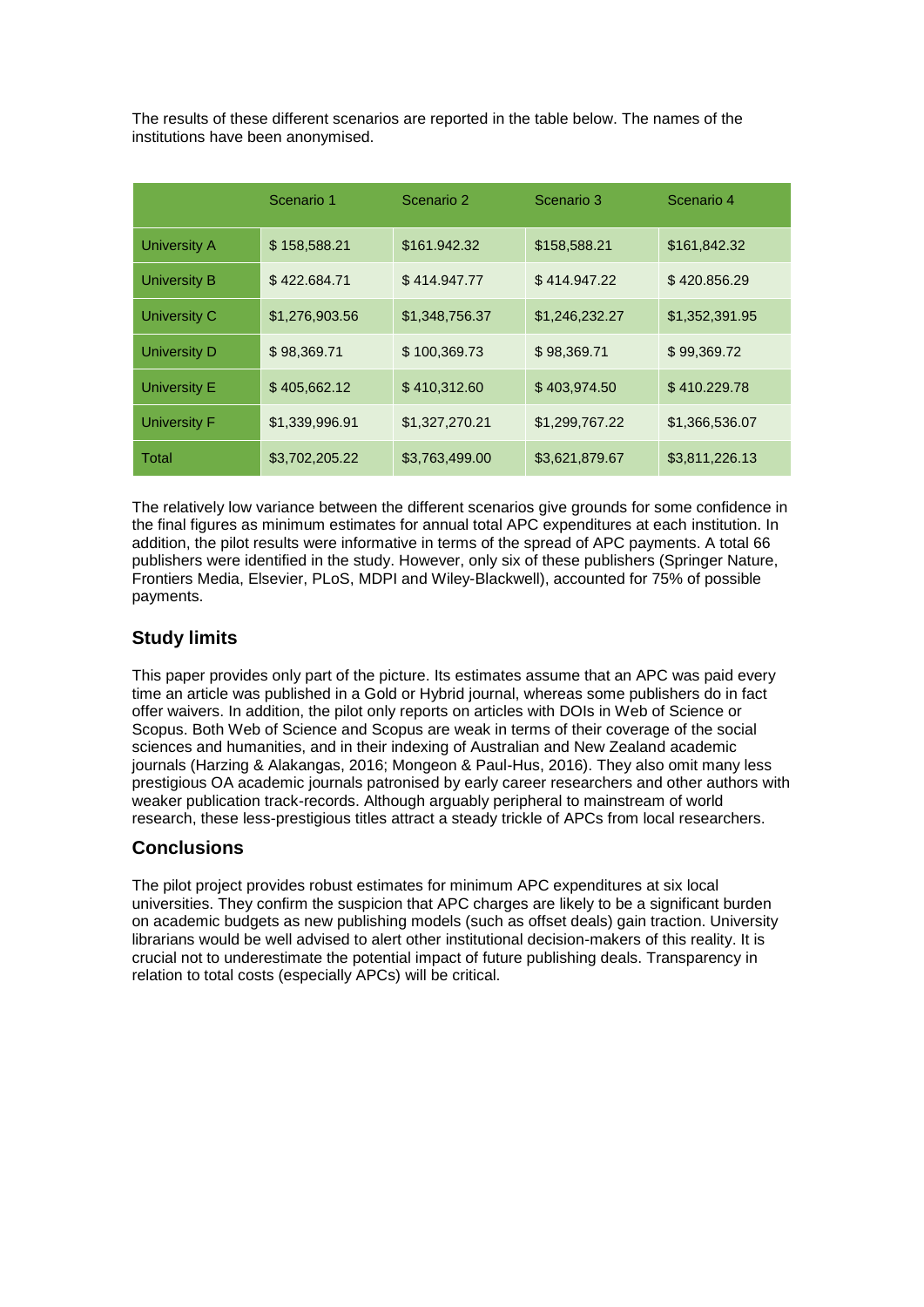The results of these different scenarios are reported in the table below. The names of the institutions have been anonymised.

| | Scenario 1 | Scenario 2 | Scenario 3 | Scenario 4 |
|---|---|---|---|---|
| University A | $ 158,588.21 | $161.942.32 | $158,588.21 | $161,842.32 |
| University B | $ 422.684.71 | $ 414.947.77 | $ 414.947.22 | $ 420.856.29 |
| University C | $1,276,903.56 | $1,348,756.37 | $1,246,232.27 | $1,352,391.95 |
| University D | $ 98,369.71 | $ 100,369.73 | $ 98,369.71 | $ 99,369.72 |
| University E | $ 405,662.12 | $ 410,312.60 | $ 403,974.50 | $ 410.229.78 |
| University F | $1,339,996.91 | $1,327,270.21 | $1,299,767.22 | $1,366,536.07 |
| Total | $3,702,205.22 | $3,763,499.00 | $3,621,879.67 | $3,811,226.13 |

The relatively low variance between the different scenarios give grounds for some confidence in the final figures as minimum estimates for annual total APC expenditures at each institution. In addition, the pilot results were informative in terms of the spread of APC payments. A total 66 publishers were identified in the study. However, only six of these publishers (Springer Nature, Frontiers Media, Elsevier, PLoS, MDPI and Wiley-Blackwell), accounted for 75% of possible payments.

## Study limits

This paper provides only part of the picture. Its estimates assume that an APC was paid every time an article was published in a Gold or Hybrid journal, whereas some publishers do in fact offer waivers. In addition, the pilot only reports on articles with DOIs in Web of Science or Scopus. Both Web of Science and Scopus are weak in terms of their coverage of the social sciences and humanities, and in their indexing of Australian and New Zealand academic journals (Harzing & Alakangas, 2016; Mongeon & Paul-Hus, 2016). They also omit many less prestigious OA academic journals patronised by early career researchers and other authors with weaker publication track-records. Although arguably peripheral to mainstream of world research, these less-prestigious titles attract a steady trickle of APCs from local researchers.

## Conclusions

The pilot project provides robust estimates for minimum APC expenditures at six local universities. They confirm the suspicion that APC charges are likely to be a significant burden on academic budgets as new publishing models (such as offset deals) gain traction. University librarians would be well advised to alert other institutional decision-makers of this reality. It is crucial not to underestimate the potential impact of future publishing deals. Transparency in relation to total costs (especially APCs) will be critical.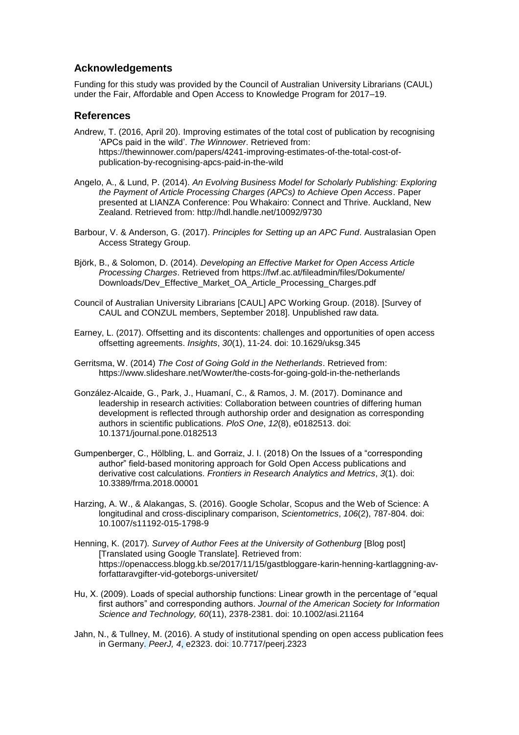## Acknowledgements

Funding for this study was provided by the Council of Australian University Librarians (CAUL) under the Fair, Affordable and Open Access to Knowledge Program for 2017–19.

## References

Andrew, T. (2016, April 20). Improving estimates of the total cost of publication by recognising 'APCs paid in the wild'. *The Winnower*. Retrieved from: https://thewinnower.com/papers/4241-improving-estimates-of-the-total-cost-of-publication-by-recognising-apcs-paid-in-the-wild

Angelo, A., & Lund, P. (2014). *An Evolving Business Model for Scholarly Publishing: Exploring the Payment of Article Processing Charges (APCs) to Achieve Open Access*. Paper presented at LIANZA Conference: Pou Whakairo: Connect and Thrive. Auckland, New Zealand. Retrieved from: http://hdl.handle.net/10092/9730

Barbour, V. & Anderson, G. (2017). *Principles for Setting up an APC Fund*. Australasian Open Access Strategy Group.

Björk, B., & Solomon, D. (2014). *Developing an Effective Market for Open Access Article Processing Charges*. Retrieved from https://fwf.ac.at/fileadmin/files/Dokumente/Downloads/Dev_Effective_Market_OA_Article_Processing_Charges.pdf

Council of Australian University Librarians [CAUL] APC Working Group. (2018). [Survey of CAUL and CONZUL members, September 2018]. Unpublished raw data.

Earney, L. (2017). Offsetting and its discontents: challenges and opportunities of open access offsetting agreements. *Insights*, *30*(1), 11-24. doi: 10.1629/uksg.345

Gerritsma, W. (2014) *The Cost of Going Gold in the Netherlands*. Retrieved from: https://www.slideshare.net/Wowter/the-costs-for-going-gold-in-the-netherlands

González-Alcaide, G., Park, J., Huamaní, C., & Ramos, J. M. (2017). Dominance and leadership in research activities: Collaboration between countries of differing human development is reflected through authorship order and designation as corresponding authors in scientific publications. *PloS One*, *12*(8), e0182513. doi: 10.1371/journal.pone.0182513

Gumpenberger, C., Hölbling, L. and Gorraiz, J. I. (2018) On the Issues of a "corresponding author" field-based monitoring approach for Gold Open Access publications and derivative cost calculations. *Frontiers in Research Analytics and Metrics*, *3*(1). doi: 10.3389/frma.2018.00001

Harzing, A. W., & Alakangas, S. (2016). Google Scholar, Scopus and the Web of Science: A longitudinal and cross-disciplinary comparison, *Scientometrics*, *106*(2), 787-804. doi: 10.1007/s11192-015-1798-9

Henning, K. (2017). *Survey of Author Fees at the University of Gothenburg* [Blog post] [Translated using Google Translate]. Retrieved from: https://openaccess.blogg.kb.se/2017/11/15/gastbloggare-karin-henning-kartlaggning-av-forfattaravgifter-vid-goteborgs-universitet/

Hu, X. (2009). Loads of special authorship functions: Linear growth in the percentage of "equal first authors" and corresponding authors. *Journal of the American Society for Information Science and Technology, 60*(11), 2378-2381. doi: 10.1002/asi.21164

Jahn, N., & Tullney, M. (2016). A study of institutional spending on open access publication fees in Germany. *PeerJ, 4*, e2323. doi: 10.7717/peerj.2323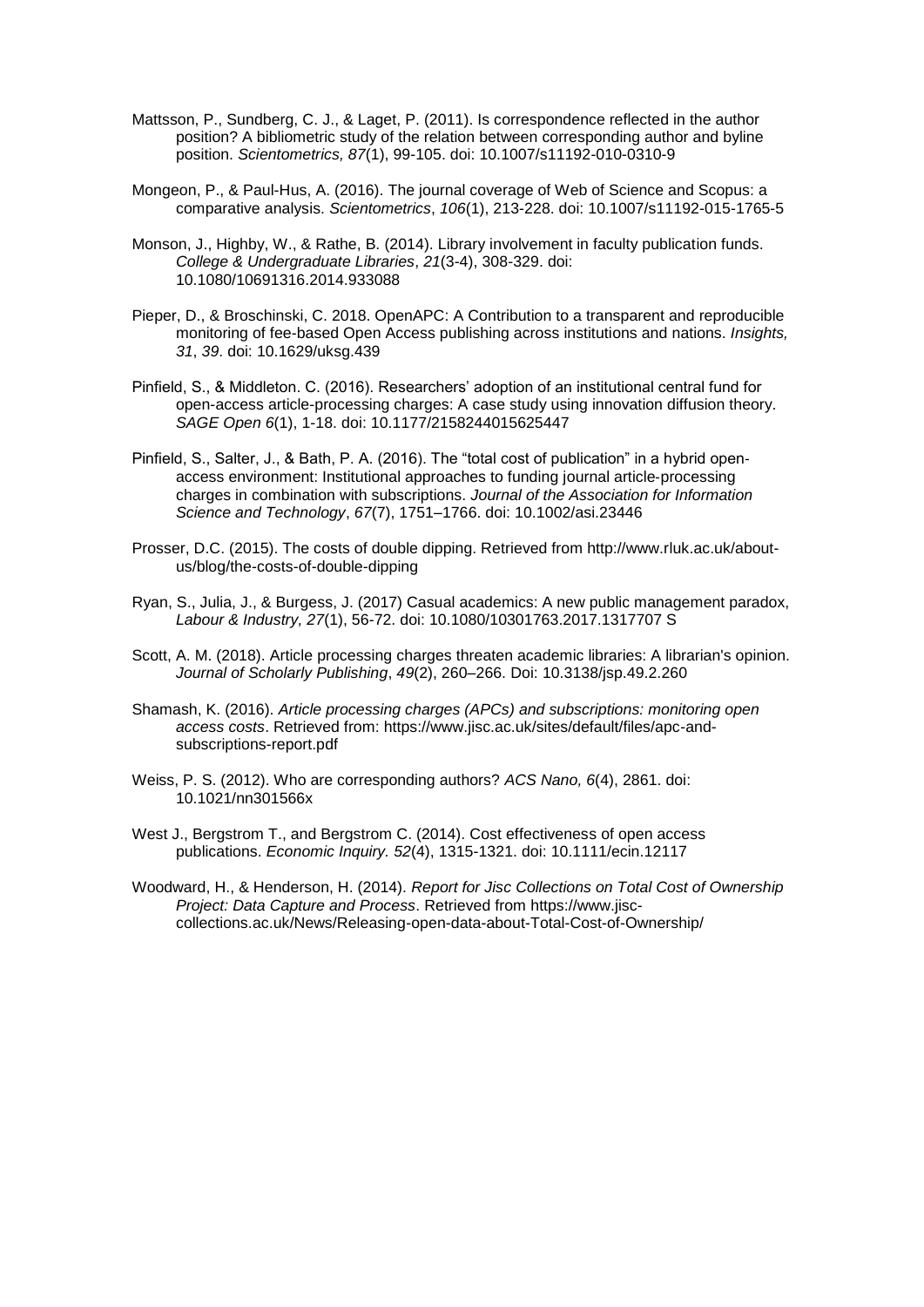Mattsson, P., Sundberg, C. J., & Laget, P. (2011). Is correspondence reflected in the author position? A bibliometric study of the relation between corresponding author and byline position. *Scientometrics, 87*(1), 99-105. doi: 10.1007/s11192-010-0310-9

Mongeon, P., & Paul-Hus, A. (2016). The journal coverage of Web of Science and Scopus: a comparative analysis. *Scientometrics*, *106*(1), 213-228. doi: 10.1007/s11192-015-1765-5

Monson, J., Highby, W., & Rathe, B. (2014). Library involvement in faculty publication funds. *College & Undergraduate Libraries*, *21*(3-4), 308-329. doi: 10.1080/10691316.2014.933088

Pieper, D., & Broschinski, C. 2018. OpenAPC: A Contribution to a transparent and reproducible monitoring of fee-based Open Access publishing across institutions and nations. *Insights, 31*, *39*. doi: 10.1629/uksg.439

Pinfield, S., & Middleton. C. (2016). Researchers' adoption of an institutional central fund for open-access article-processing charges: A case study using innovation diffusion theory. *SAGE Open 6*(1), 1-18. doi: 10.1177/2158244015625447

Pinfield, S., Salter, J., & Bath, P. A. (2016). The "total cost of publication" in a hybrid open-access environment: Institutional approaches to funding journal article-processing charges in combination with subscriptions. *Journal of the Association for Information Science and Technology*, *67*(7), 1751–1766. doi: 10.1002/asi.23446

Prosser, D.C. (2015). The costs of double dipping. Retrieved from http://www.rluk.ac.uk/about-us/blog/the-costs-of-double-dipping

Ryan, S., Julia, J., & Burgess, J. (2017) Casual academics: A new public management paradox, *Labour & Industry, 27*(1), 56-72. doi: 10.1080/10301763.2017.1317707 S

Scott, A. M. (2018). Article processing charges threaten academic libraries: A librarian's opinion. *Journal of Scholarly Publishing*, *49*(2), 260–266. Doi: 10.3138/jsp.49.2.260

Shamash, K. (2016). *Article processing charges (APCs) and subscriptions: monitoring open access costs*. Retrieved from: https://www.jisc.ac.uk/sites/default/files/apc-and-subscriptions-report.pdf

Weiss, P. S. (2012). Who are corresponding authors? *ACS Nano, 6*(4), 2861. doi: 10.1021/nn301566x

West J., Bergstrom T., and Bergstrom C. (2014). Cost effectiveness of open access publications. *Economic Inquiry. 52*(4), 1315-1321. doi: 10.1111/ecin.12117

Woodward, H., & Henderson, H. (2014). *Report for Jisc Collections on Total Cost of Ownership Project: Data Capture and Process*. Retrieved from https://www.jisc-collections.ac.uk/News/Releasing-open-data-about-Total-Cost-of-Ownership/